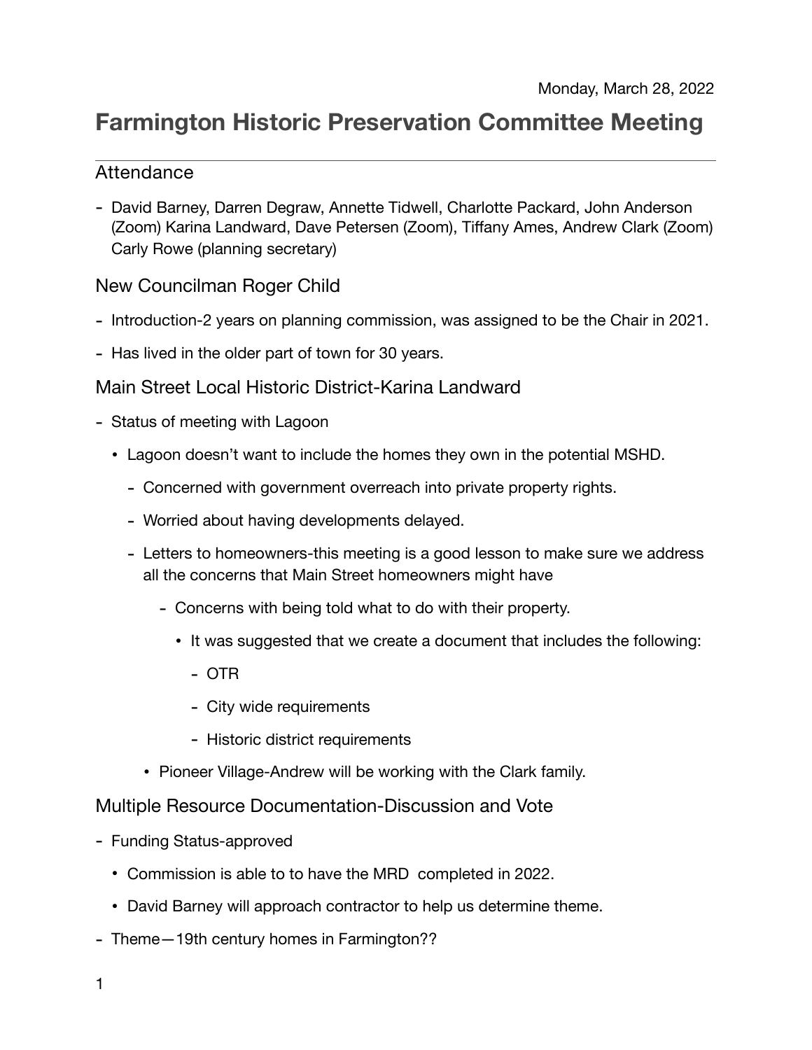Monday, March 28, 2022

# Farmington Historic Preservation Committee Meeting

---

## Attendance

- David Barney, Darren Degraw, Annette Tidwell, Charlotte Packard, John Anderson (Zoom) Karina Landward, Dave Petersen (Zoom), Tiffany Ames, Andrew Clark (Zoom) Carly Rowe (planning secretary)

## New Councilman Roger Child

- Introduction-2 years on planning commission, was assigned to be the Chair in 2021.
- Has lived in the older part of town for 30 years.

## Main Street Local Historic District-Karina Landward

- Status of meeting with Lagoon
  - Lagoon doesn't want to include the homes they own in the potential MSHD.
    - Concerned with government overreach into private property rights.
    - Worried about having developments delayed.
    - Letters to homeowners-this meeting is a good lesson to make sure we address all the concerns that Main Street homeowners might have
      - Concerns with being told what to do with their property.
        - It was suggested that we create a document that includes the following:
          - OTR
          - City wide requirements
          - Historic district requirements
  - Pioneer Village-Andrew will be working with the Clark family.

## Multiple Resource Documentation-Discussion and Vote

- Funding Status-approved
  - Commission is able to to have the MRD completed in 2022.
  - David Barney will approach contractor to help us determine theme.
- Theme—19th century homes in Farmington??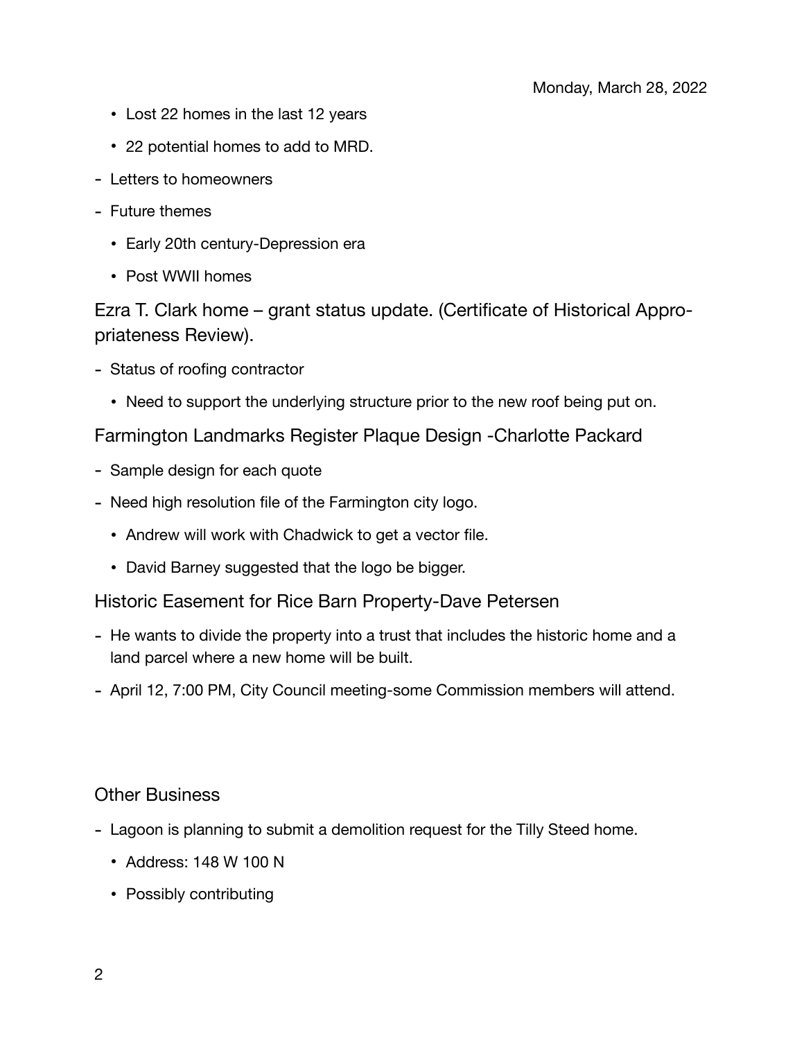- Lost 22 homes in the last 12 years
    - 22 potential homes to add to MRD.
- Letters to homeowners
- Future themes
    - Early 20th century-Depression era
    - Post WWII homes

## Ezra T. Clark home – grant status update. (Certificate of Historical Appropriateness Review).

- Status of roofing contractor
    - Need to support the underlying structure prior to the new roof being put on.

## Farmington Landmarks Register Plaque Design -Charlotte Packard

- Sample design for each quote
- Need high resolution file of the Farmington city logo.
    - Andrew will work with Chadwick to get a vector file.
    - David Barney suggested that the logo be bigger.

## Historic Easement for Rice Barn Property-Dave Petersen

- He wants to divide the property into a trust that includes the historic home and a land parcel where a new home will be built.
- April 12, 7:00 PM, City Council meeting-some Commission members will attend.

## Other Business

- Lagoon is planning to submit a demolition request for the Tilly Steed home.
    - Address: 148 W 100 N
    - Possibly contributing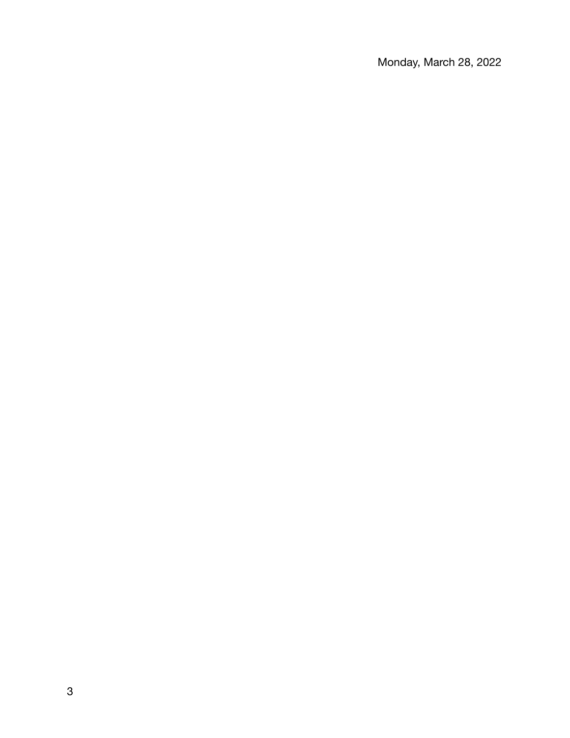Monday, March 28, 2022